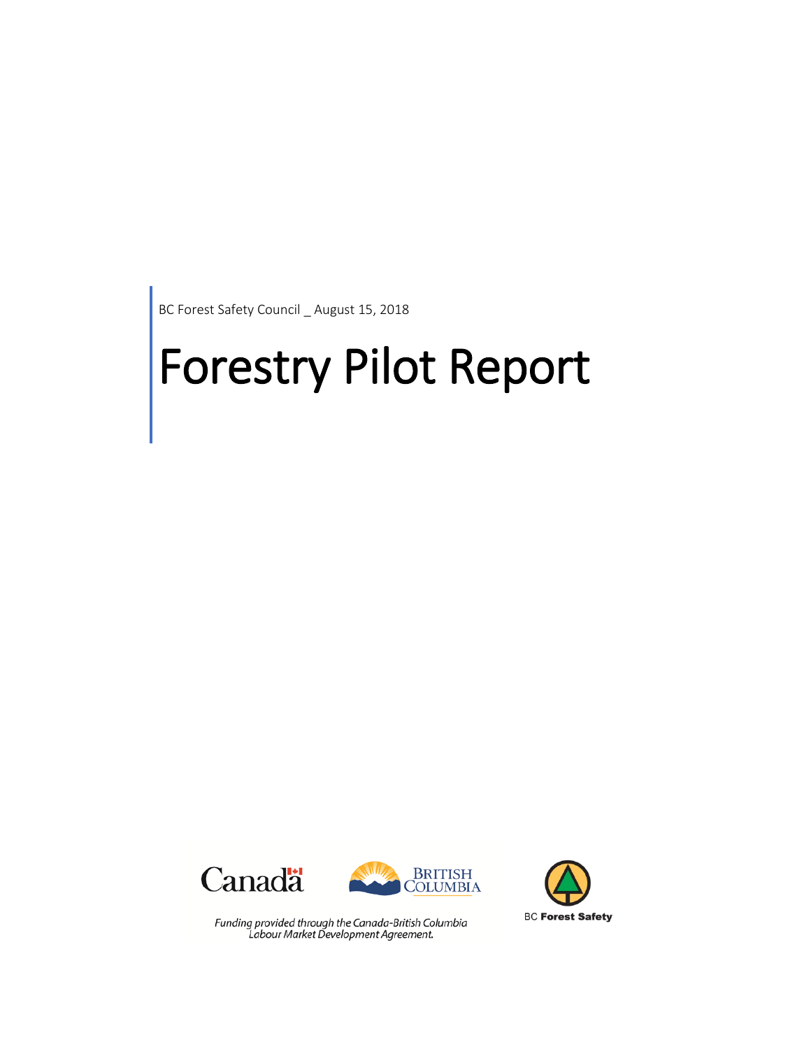BC Forest Safety Council _ August 15, 2018

# Forestry Pilot Report

*Funding provided through the Canada-British Columbia Labour Market Development Agreement.*

BC **Forest Safety**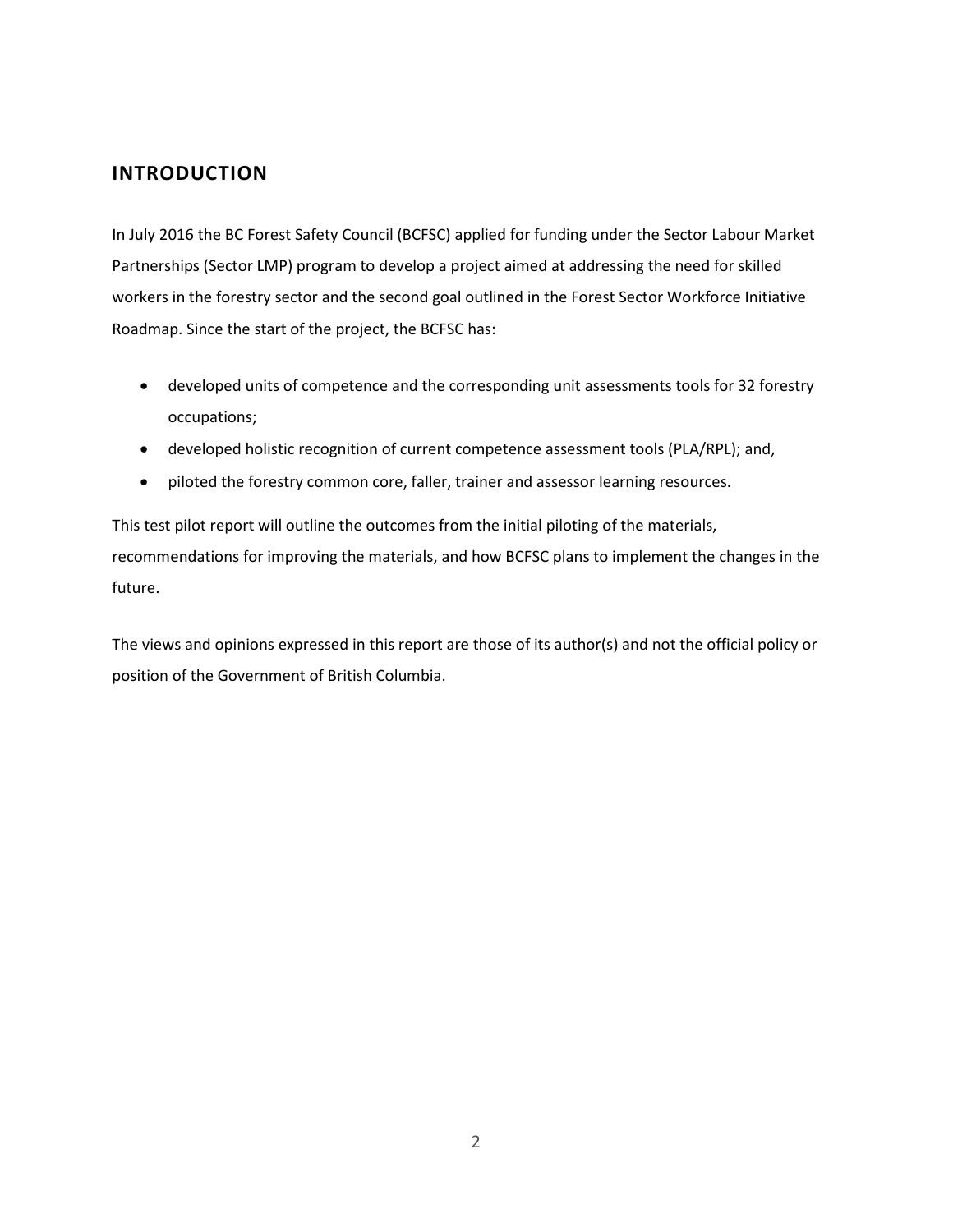## INTRODUCTION

In July 2016 the BC Forest Safety Council (BCFSC) applied for funding under the Sector Labour Market Partnerships (Sector LMP) program to develop a project aimed at addressing the need for skilled workers in the forestry sector and the second goal outlined in the Forest Sector Workforce Initiative Roadmap. Since the start of the project, the BCFSC has:

- developed units of competence and the corresponding unit assessments tools for 32 forestry occupations;
- developed holistic recognition of current competence assessment tools (PLA/RPL); and,
- piloted the forestry common core, faller, trainer and assessor learning resources.

This test pilot report will outline the outcomes from the initial piloting of the materials, recommendations for improving the materials, and how BCFSC plans to implement the changes in the future.

The views and opinions expressed in this report are those of its author(s) and not the official policy or position of the Government of British Columbia.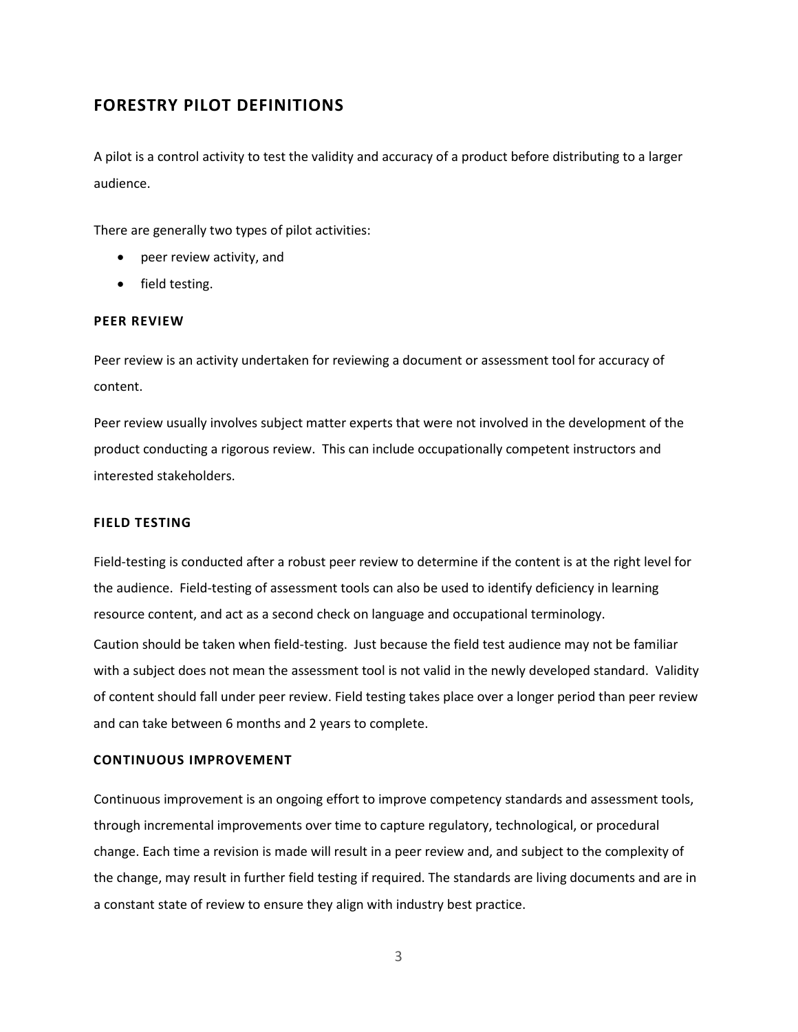## FORESTRY PILOT DEFINITIONS

A pilot is a control activity to test the validity and accuracy of a product before distributing to a larger audience.

There are generally two types of pilot activities:

- peer review activity, and
- field testing.

### PEER REVIEW

Peer review is an activity undertaken for reviewing a document or assessment tool for accuracy of content.

Peer review usually involves subject matter experts that were not involved in the development of the product conducting a rigorous review. This can include occupationally competent instructors and interested stakeholders.

### FIELD TESTING

Field-testing is conducted after a robust peer review to determine if the content is at the right level for the audience. Field-testing of assessment tools can also be used to identify deficiency in learning resource content, and act as a second check on language and occupational terminology.

Caution should be taken when field-testing. Just because the field test audience may not be familiar with a subject does not mean the assessment tool is not valid in the newly developed standard. Validity of content should fall under peer review. Field testing takes place over a longer period than peer review and can take between 6 months and 2 years to complete.

### CONTINUOUS IMPROVEMENT

Continuous improvement is an ongoing effort to improve competency standards and assessment tools, through incremental improvements over time to capture regulatory, technological, or procedural change. Each time a revision is made will result in a peer review and, and subject to the complexity of the change, may result in further field testing if required. The standards are living documents and are in a constant state of review to ensure they align with industry best practice.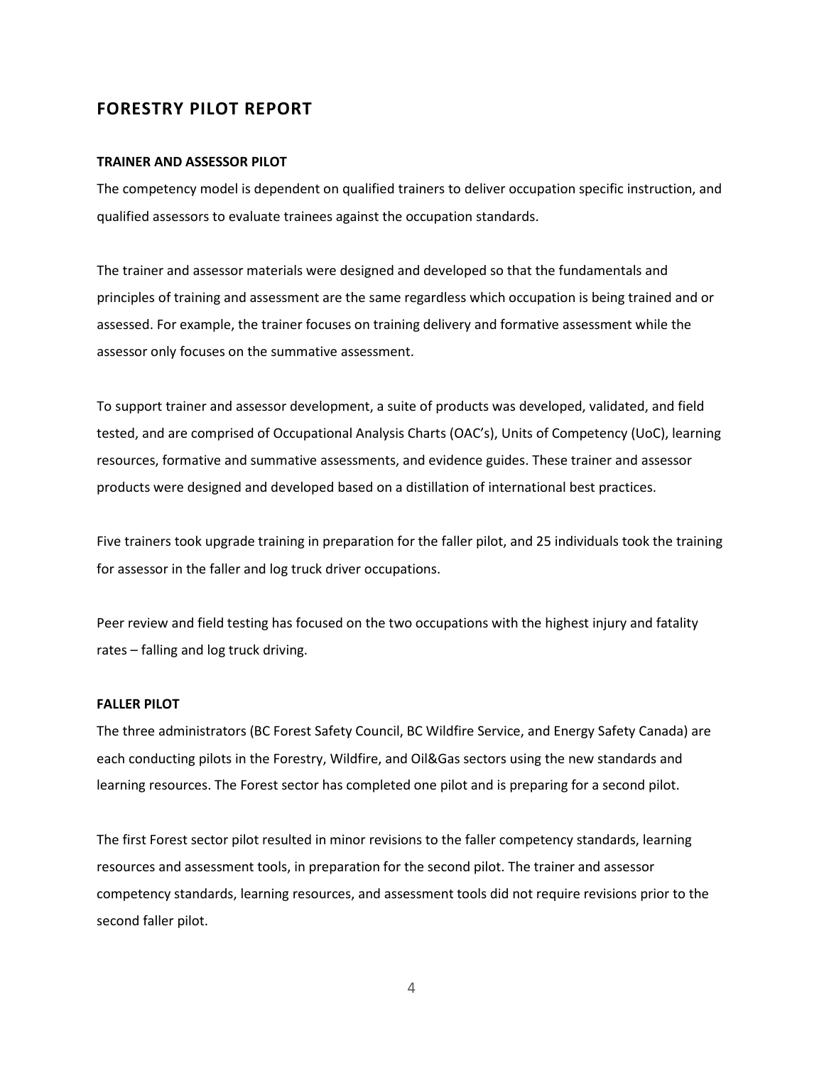## FORESTRY PILOT REPORT

### TRAINER AND ASSESSOR PILOT

The competency model is dependent on qualified trainers to deliver occupation specific instruction, and qualified assessors to evaluate trainees against the occupation standards.

The trainer and assessor materials were designed and developed so that the fundamentals and principles of training and assessment are the same regardless which occupation is being trained and or assessed. For example, the trainer focuses on training delivery and formative assessment while the assessor only focuses on the summative assessment.

To support trainer and assessor development, a suite of products was developed, validated, and field tested, and are comprised of Occupational Analysis Charts (OAC's), Units of Competency (UoC), learning resources, formative and summative assessments, and evidence guides. These trainer and assessor products were designed and developed based on a distillation of international best practices.

Five trainers took upgrade training in preparation for the faller pilot, and 25 individuals took the training for assessor in the faller and log truck driver occupations.

Peer review and field testing has focused on the two occupations with the highest injury and fatality rates – falling and log truck driving.

### FALLER PILOT

The three administrators (BC Forest Safety Council, BC Wildfire Service, and Energy Safety Canada) are each conducting pilots in the Forestry, Wildfire, and Oil&Gas sectors using the new standards and learning resources. The Forest sector has completed one pilot and is preparing for a second pilot.

The first Forest sector pilot resulted in minor revisions to the faller competency standards, learning resources and assessment tools, in preparation for the second pilot. The trainer and assessor competency standards, learning resources, and assessment tools did not require revisions prior to the second faller pilot.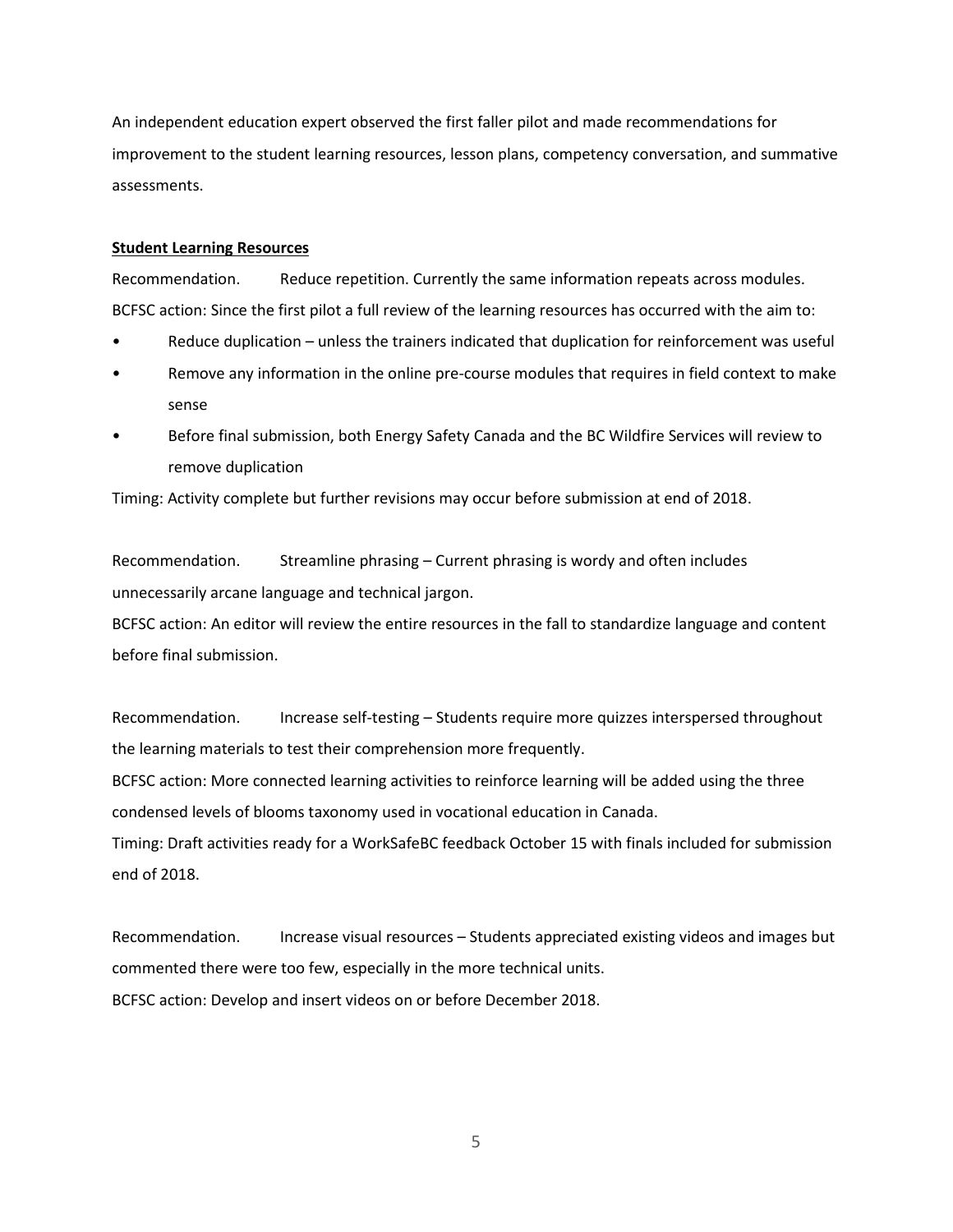An independent education expert observed the first faller pilot and made recommendations for improvement to the student learning resources, lesson plans, competency conversation, and summative assessments.

**<u>Student Learning Resources</u>**

Recommendation. Reduce repetition. Currently the same information repeats across modules.
BCFSC action: Since the first pilot a full review of the learning resources has occurred with the aim to:

- Reduce duplication – unless the trainers indicated that duplication for reinforcement was useful
- Remove any information in the online pre-course modules that requires in field context to make sense
- Before final submission, both Energy Safety Canada and the BC Wildfire Services will review to remove duplication

Timing: Activity complete but further revisions may occur before submission at end of 2018.

Recommendation. Streamline phrasing – Current phrasing is wordy and often includes unnecessarily arcane language and technical jargon.
BCFSC action: An editor will review the entire resources in the fall to standardize language and content before final submission.

Recommendation. Increase self-testing – Students require more quizzes interspersed throughout the learning materials to test their comprehension more frequently.
BCFSC action: More connected learning activities to reinforce learning will be added using the three condensed levels of blooms taxonomy used in vocational education in Canada.
Timing: Draft activities ready for a WorkSafeBC feedback October 15 with finals included for submission end of 2018.

Recommendation. Increase visual resources – Students appreciated existing videos and images but commented there were too few, especially in the more technical units.
BCFSC action: Develop and insert videos on or before December 2018.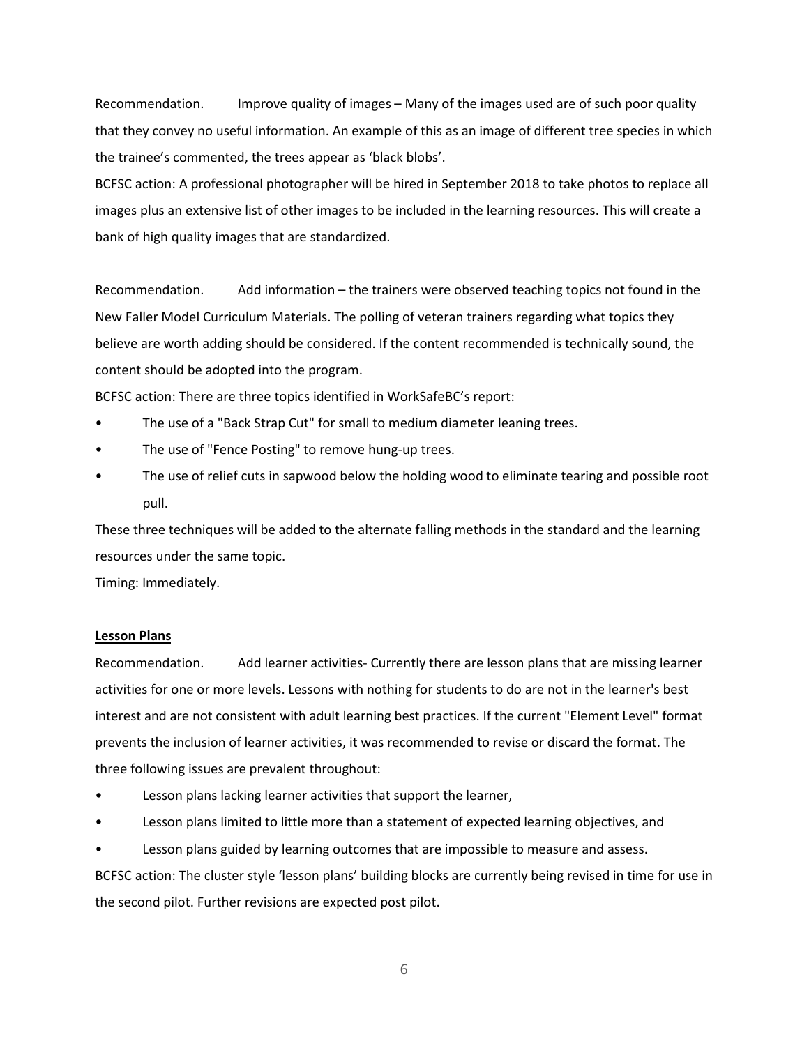Recommendation. Improve quality of images – Many of the images used are of such poor quality that they convey no useful information. An example of this as an image of different tree species in which the trainee's commented, the trees appear as 'black blobs'.

BCFSC action: A professional photographer will be hired in September 2018 to take photos to replace all images plus an extensive list of other images to be included in the learning resources. This will create a bank of high quality images that are standardized.

Recommendation. Add information – the trainers were observed teaching topics not found in the New Faller Model Curriculum Materials. The polling of veteran trainers regarding what topics they believe are worth adding should be considered. If the content recommended is technically sound, the content should be adopted into the program.

BCFSC action: There are three topics identified in WorkSafeBC's report:

- The use of a "Back Strap Cut" for small to medium diameter leaning trees.
- The use of "Fence Posting" to remove hung-up trees.
- The use of relief cuts in sapwood below the holding wood to eliminate tearing and possible root pull.

These three techniques will be added to the alternate falling methods in the standard and the learning resources under the same topic.

Timing: Immediately.

**Lesson Plans**

Recommendation. Add learner activities- Currently there are lesson plans that are missing learner activities for one or more levels. Lessons with nothing for students to do are not in the learner's best interest and are not consistent with adult learning best practices. If the current "Element Level" format prevents the inclusion of learner activities, it was recommended to revise or discard the format. The three following issues are prevalent throughout:

- Lesson plans lacking learner activities that support the learner,
- Lesson plans limited to little more than a statement of expected learning objectives, and
- Lesson plans guided by learning outcomes that are impossible to measure and assess.

BCFSC action: The cluster style 'lesson plans' building blocks are currently being revised in time for use in the second pilot. Further revisions are expected post pilot.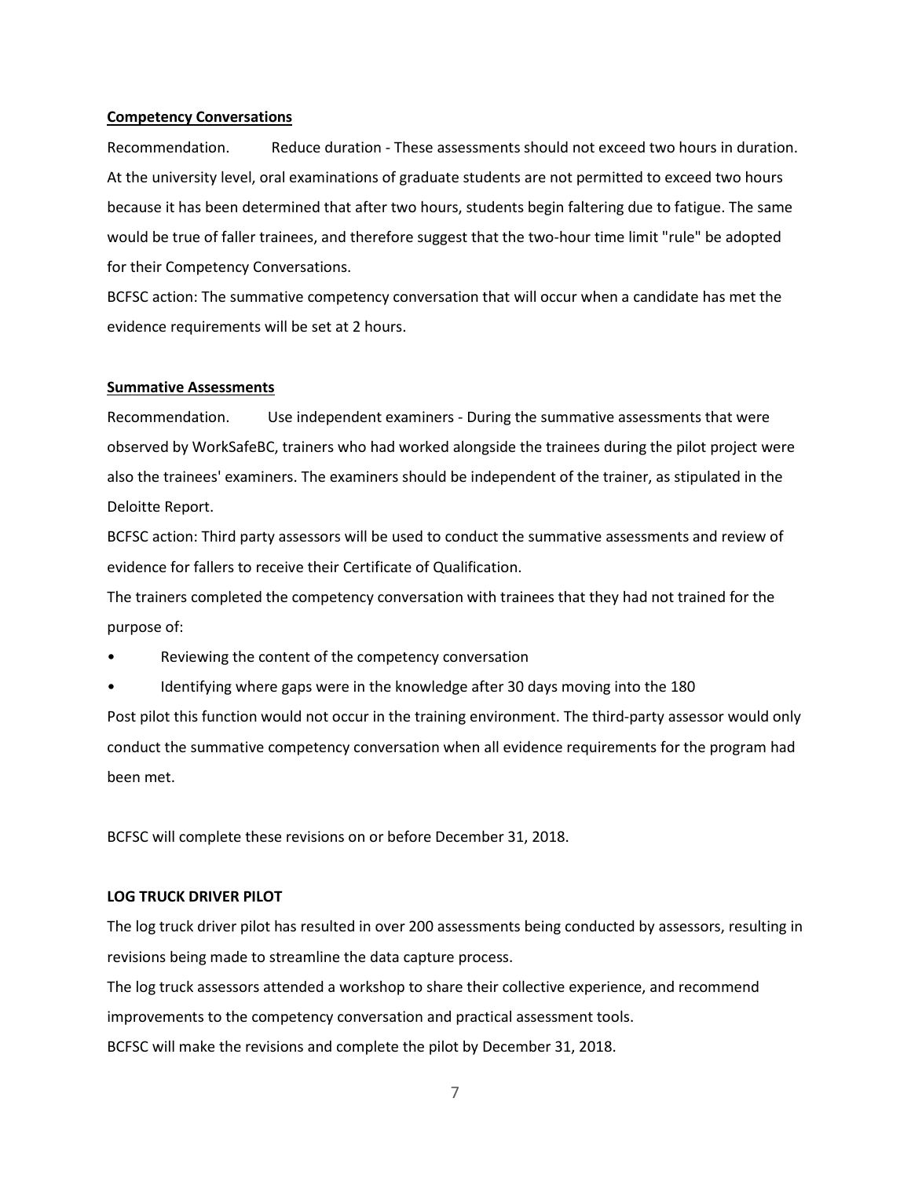**Competency Conversations**

Recommendation. Reduce duration - These assessments should not exceed two hours in duration. At the university level, oral examinations of graduate students are not permitted to exceed two hours because it has been determined that after two hours, students begin faltering due to fatigue. The same would be true of faller trainees, and therefore suggest that the two-hour time limit "rule" be adopted for their Competency Conversations.

BCFSC action: The summative competency conversation that will occur when a candidate has met the evidence requirements will be set at 2 hours.

**Summative Assessments**

Recommendation. Use independent examiners - During the summative assessments that were observed by WorkSafeBC, trainers who had worked alongside the trainees during the pilot project were also the trainees' examiners. The examiners should be independent of the trainer, as stipulated in the Deloitte Report.

BCFSC action: Third party assessors will be used to conduct the summative assessments and review of evidence for fallers to receive their Certificate of Qualification.

The trainers completed the competency conversation with trainees that they had not trained for the purpose of:

- Reviewing the content of the competency conversation
- Identifying where gaps were in the knowledge after 30 days moving into the 180

Post pilot this function would not occur in the training environment. The third-party assessor would only conduct the summative competency conversation when all evidence requirements for the program had been met.

BCFSC will complete these revisions on or before December 31, 2018.

**LOG TRUCK DRIVER PILOT**

The log truck driver pilot has resulted in over 200 assessments being conducted by assessors, resulting in revisions being made to streamline the data capture process.

The log truck assessors attended a workshop to share their collective experience, and recommend improvements to the competency conversation and practical assessment tools.

BCFSC will make the revisions and complete the pilot by December 31, 2018.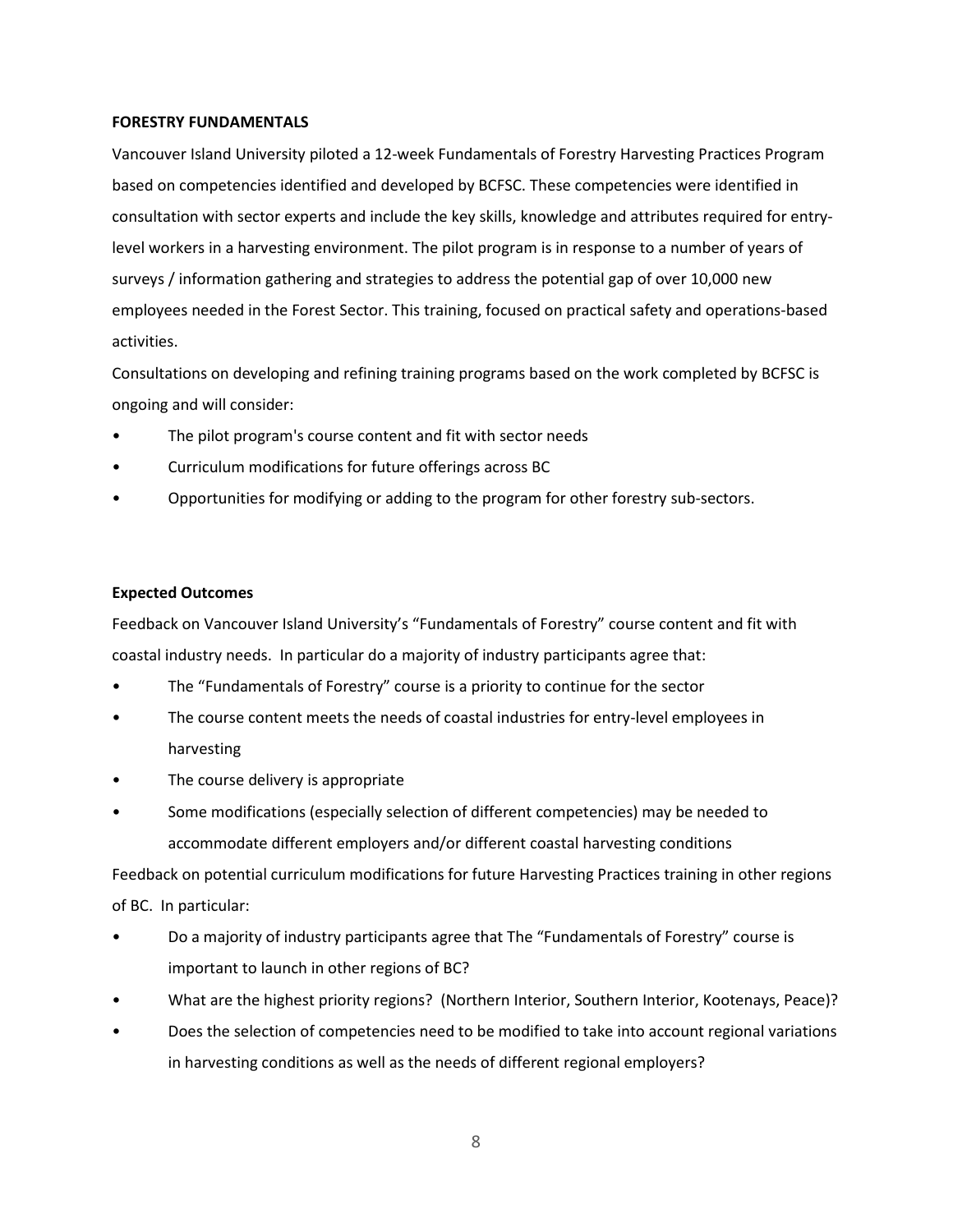**FORESTRY FUNDAMENTALS**

Vancouver Island University piloted a 12-week Fundamentals of Forestry Harvesting Practices Program based on competencies identified and developed by BCFSC. These competencies were identified in consultation with sector experts and include the key skills, knowledge and attributes required for entry-level workers in a harvesting environment. The pilot program is in response to a number of years of surveys / information gathering and strategies to address the potential gap of over 10,000 new employees needed in the Forest Sector. This training, focused on practical safety and operations-based activities.

Consultations on developing and refining training programs based on the work completed by BCFSC is ongoing and will consider:

- The pilot program's course content and fit with sector needs
- Curriculum modifications for future offerings across BC
- Opportunities for modifying or adding to the program for other forestry sub-sectors.

**Expected Outcomes**

Feedback on Vancouver Island University's "Fundamentals of Forestry" course content and fit with coastal industry needs. In particular do a majority of industry participants agree that:

- The "Fundamentals of Forestry" course is a priority to continue for the sector
- The course content meets the needs of coastal industries for entry-level employees in harvesting
- The course delivery is appropriate
- Some modifications (especially selection of different competencies) may be needed to accommodate different employers and/or different coastal harvesting conditions

Feedback on potential curriculum modifications for future Harvesting Practices training in other regions of BC. In particular:

- Do a majority of industry participants agree that The "Fundamentals of Forestry" course is important to launch in other regions of BC?
- What are the highest priority regions? (Northern Interior, Southern Interior, Kootenays, Peace)?
- Does the selection of competencies need to be modified to take into account regional variations in harvesting conditions as well as the needs of different regional employers?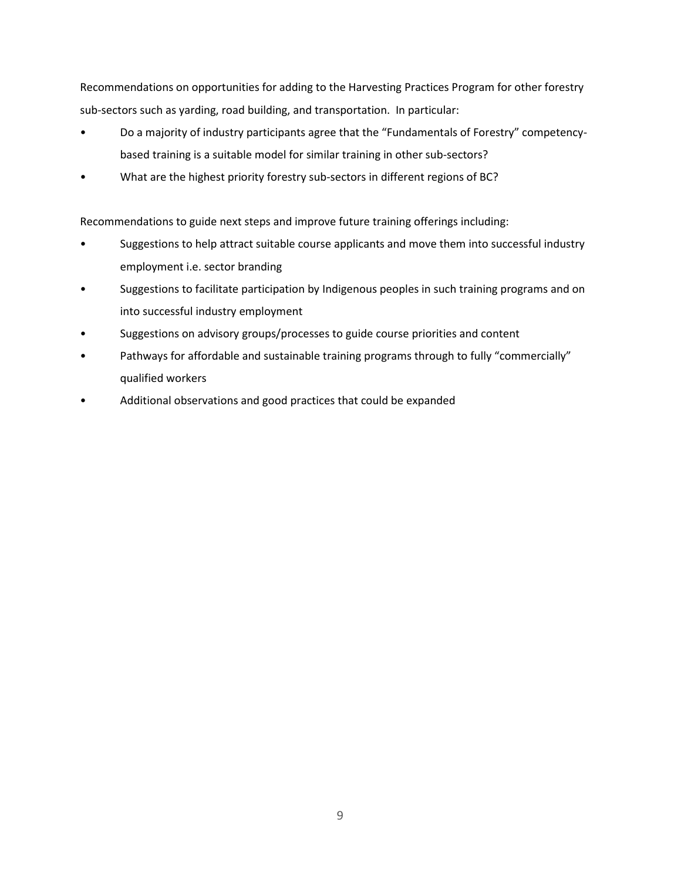Recommendations on opportunities for adding to the Harvesting Practices Program for other forestry sub-sectors such as yarding, road building, and transportation. In particular:

- Do a majority of industry participants agree that the "Fundamentals of Forestry" competency-based training is a suitable model for similar training in other sub-sectors?
- What are the highest priority forestry sub-sectors in different regions of BC?

Recommendations to guide next steps and improve future training offerings including:

- Suggestions to help attract suitable course applicants and move them into successful industry employment i.e. sector branding
- Suggestions to facilitate participation by Indigenous peoples in such training programs and on into successful industry employment
- Suggestions on advisory groups/processes to guide course priorities and content
- Pathways for affordable and sustainable training programs through to fully "commercially" qualified workers
- Additional observations and good practices that could be expanded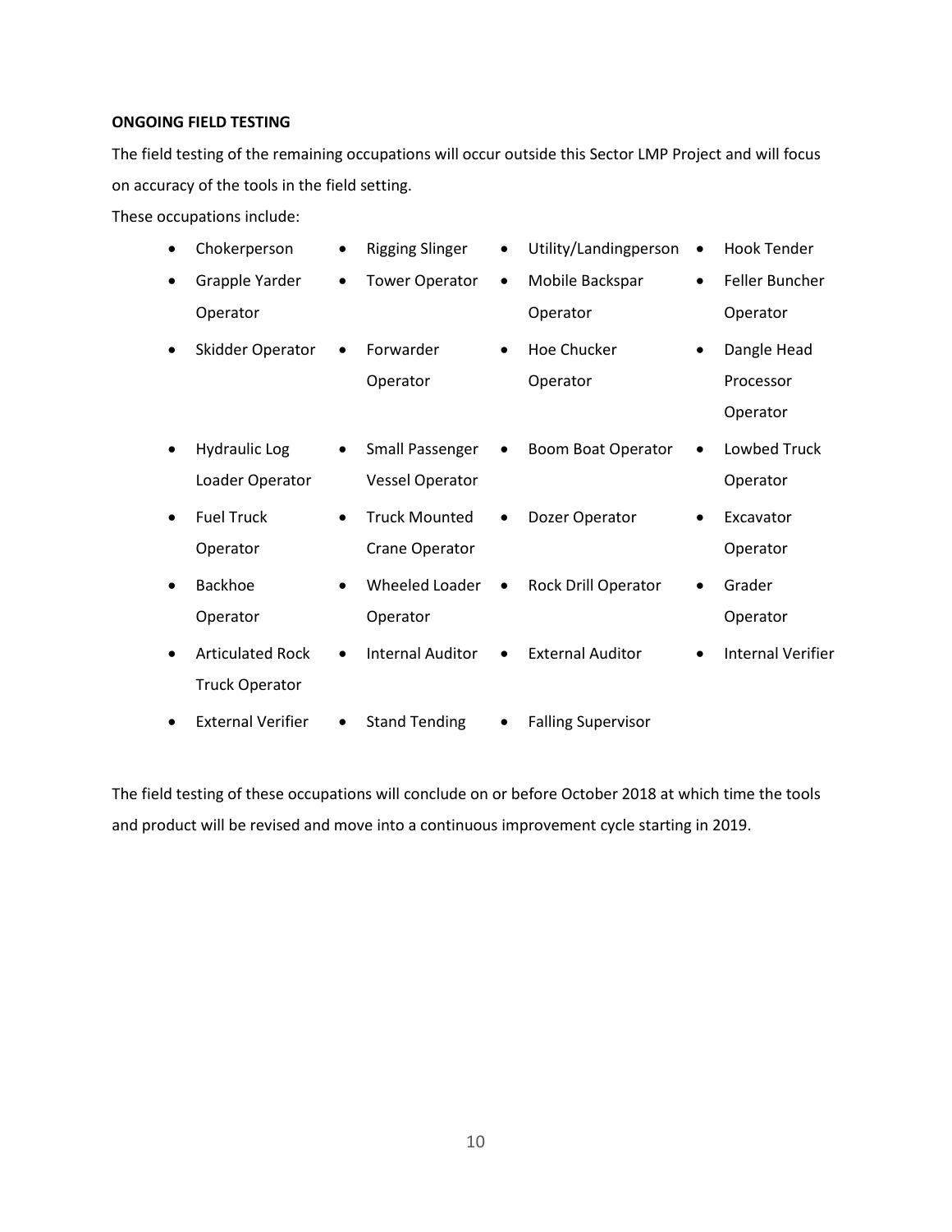**ONGOING FIELD TESTING**

The field testing of the remaining occupations will occur outside this Sector LMP Project and will focus on accuracy of the tools in the field setting.

These occupations include:

- Chokerperson
- Rigging Slinger
- Utility/Landingperson
- Hook Tender
- Grapple Yarder Operator
- Tower Operator
- Mobile Backspar Operator
- Feller Buncher Operator
- Skidder Operator
- Forwarder Operator
- Hoe Chucker Operator
- Dangle Head Processor Operator
- Hydraulic Log Loader Operator
- Small Passenger Vessel Operator
- Boom Boat Operator
- Lowbed Truck Operator
- Fuel Truck Operator
- Truck Mounted Crane Operator
- Dozer Operator
- Excavator Operator
- Backhoe Operator
- Wheeled Loader Operator
- Rock Drill Operator
- Grader Operator
- Articulated Rock Truck Operator
- Internal Auditor
- External Auditor
- Internal Verifier
- External Verifier
- Stand Tending
- Falling Supervisor

The field testing of these occupations will conclude on or before October 2018 at which time the tools and product will be revised and move into a continuous improvement cycle starting in 2019.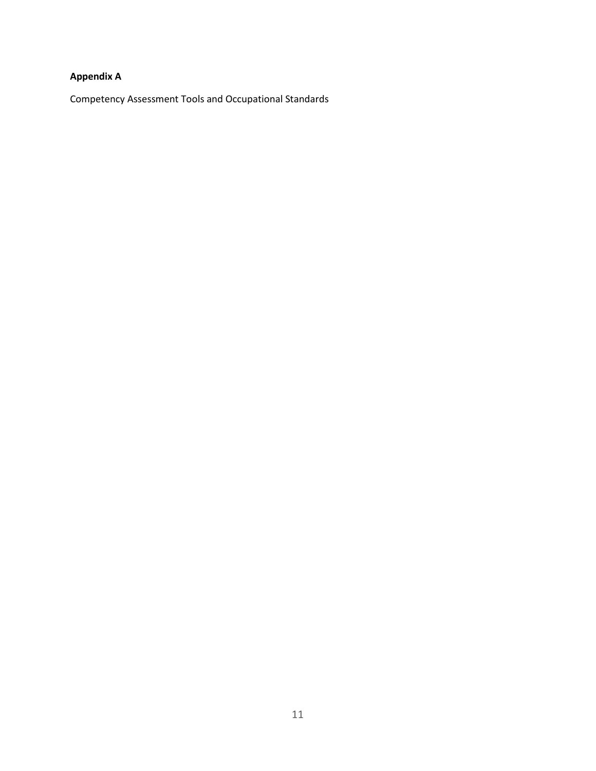**Appendix A**

Competency Assessment Tools and Occupational Standards